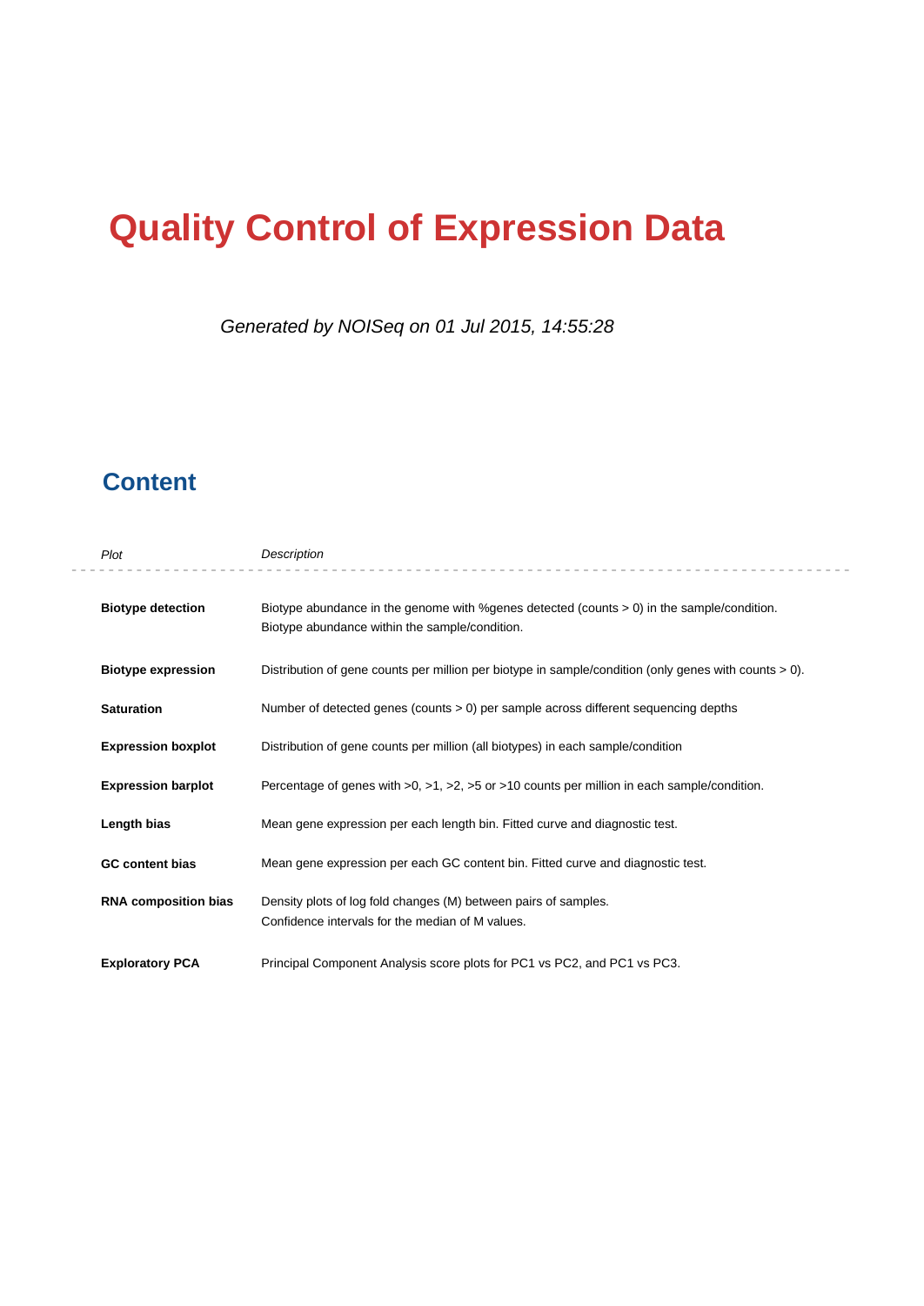# Quality Control of Expression Data

*Generated by NOISeq on 01 Jul 2015, 14:55:28*

## Content

| *Plot* | *Description* |
|---|---|
| **Biotype detection** | Biotype abundance in the genome with %genes detected (counts > 0) in the sample/condition. Biotype abundance within the sample/condition. |
| **Biotype expression** | Distribution of gene counts per million per biotype in sample/condition (only genes with counts > 0). |
| **Saturation** | Number of detected genes (counts > 0) per sample across different sequencing depths |
| **Expression boxplot** | Distribution of gene counts per million (all biotypes) in each sample/condition |
| **Expression barplot** | Percentage of genes with >0, >1, >2, >5 or >10 counts per million in each sample/condition. |
| **Length bias** | Mean gene expression per each length bin. Fitted curve and diagnostic test. |
| **GC content bias** | Mean gene expression per each GC content bin. Fitted curve and diagnostic test. |
| **RNA composition bias** | Density plots of log fold changes (M) between pairs of samples. Confidence intervals for the median of M values. |
| **Exploratory PCA** | Principal Component Analysis score plots for PC1 vs PC2, and PC1 vs PC3. |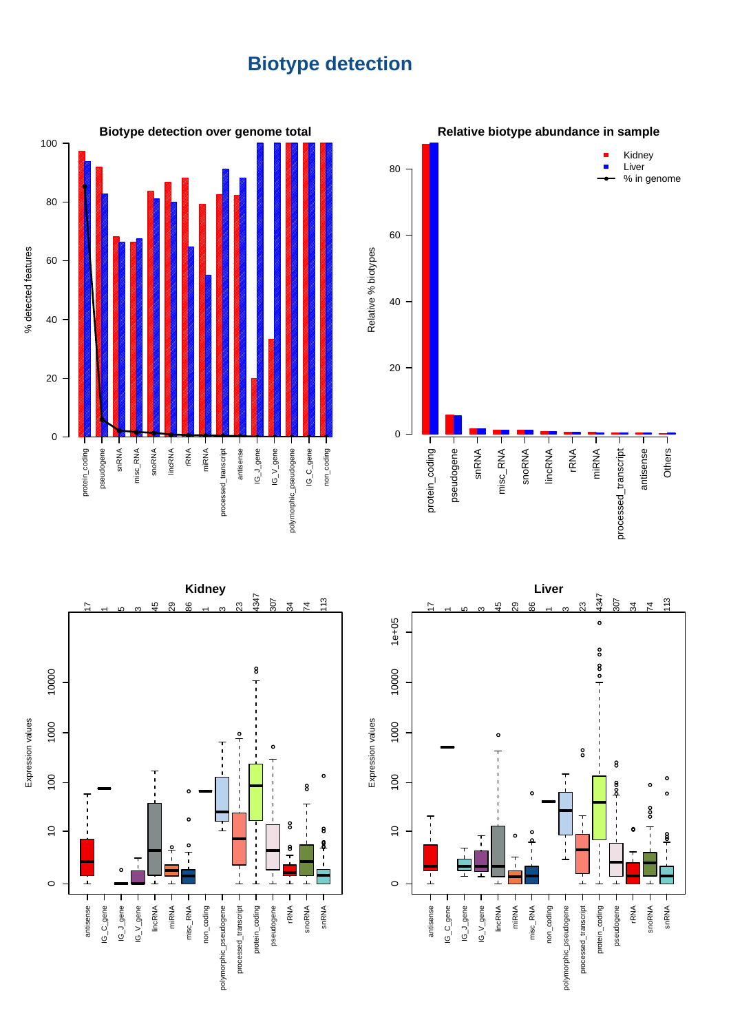# Biotype detection

## Biotype detection over genome total

% detected features

protein_coding, pseudogene, snRNA, misc_RNA, snoRNA, lincRNA, rRNA, miRNA, processed_transcript, antisense, IG_J_gene, IG_V_gene, polymorphic_pseudogene, IG_C_gene, non_coding

## Relative biotype abundance in sample

Relative % biotypes

Kidney
Liver
% in genome

protein_coding, pseudogene, snRNA, misc_RNA, snoRNA, lincRNA, rRNA, miRNA, processed_transcript, antisense, Others

## Kidney

Expression values

| antisense | IG_C_gene | IG_J_gene | IG_V_gene | lincRNA | miRNA | misc_RNA | non_coding | polymorphic_pseudogene | processed_transcript | protein_coding | pseudogene | rRNA | snoRNA | snRNA |
|---|---|---|---|---|---|---|---|---|---|---|---|---|---|---|
| 17 | 1 | 5 | 3 | 45 | 29 | 86 | 1 | 3 | 23 | 4347 | 307 | 34 | 74 | 113 |

## Liver

Expression values

| antisense | IG_C_gene | IG_J_gene | IG_V_gene | lincRNA | miRNA | misc_RNA | non_coding | polymorphic_pseudogene | processed_transcript | protein_coding | pseudogene | rRNA | snoRNA | snRNA |
|---|---|---|---|---|---|---|---|---|---|---|---|---|---|---|
| 17 | 1 | 5 | 3 | 45 | 29 | 86 | 1 | 3 | 23 | 4347 | 307 | 34 | 74 | 113 |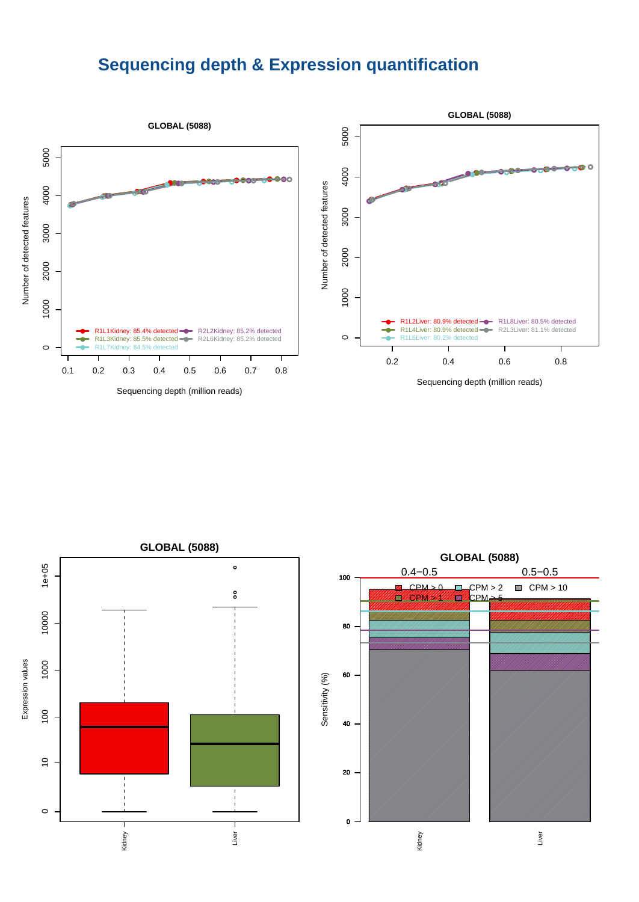# Sequencing depth & Expression quantification

GLOBAL (5088)

Number of detected features

Sequencing depth (million reads)

R1L1Kidney: 85.4% detected
R2L2Kidney: 85.2% detected
R1L3Kidney: 85.5% detected
R2L6Kidney: 85.2% detected
R1L7Kidney: 84.5% detected

GLOBAL (5088)

Number of detected features

Sequencing depth (million reads)

R1L2Liver: 80.9% detected
R1L8Liver: 80.5% detected
R1L4Liver: 80.9% detected
R2L3Liver: 81.1% detected
R1L6Liver: 80.2% detected

GLOBAL (5088)

Expression values

Kidney
Liver

GLOBAL (5088)

0.4−0.5
0.5−0.5

CPM > 0
CPM > 2
CPM > 10
CPM > 1
CPM > 5

Sensitivity (%)

Kidney
Liver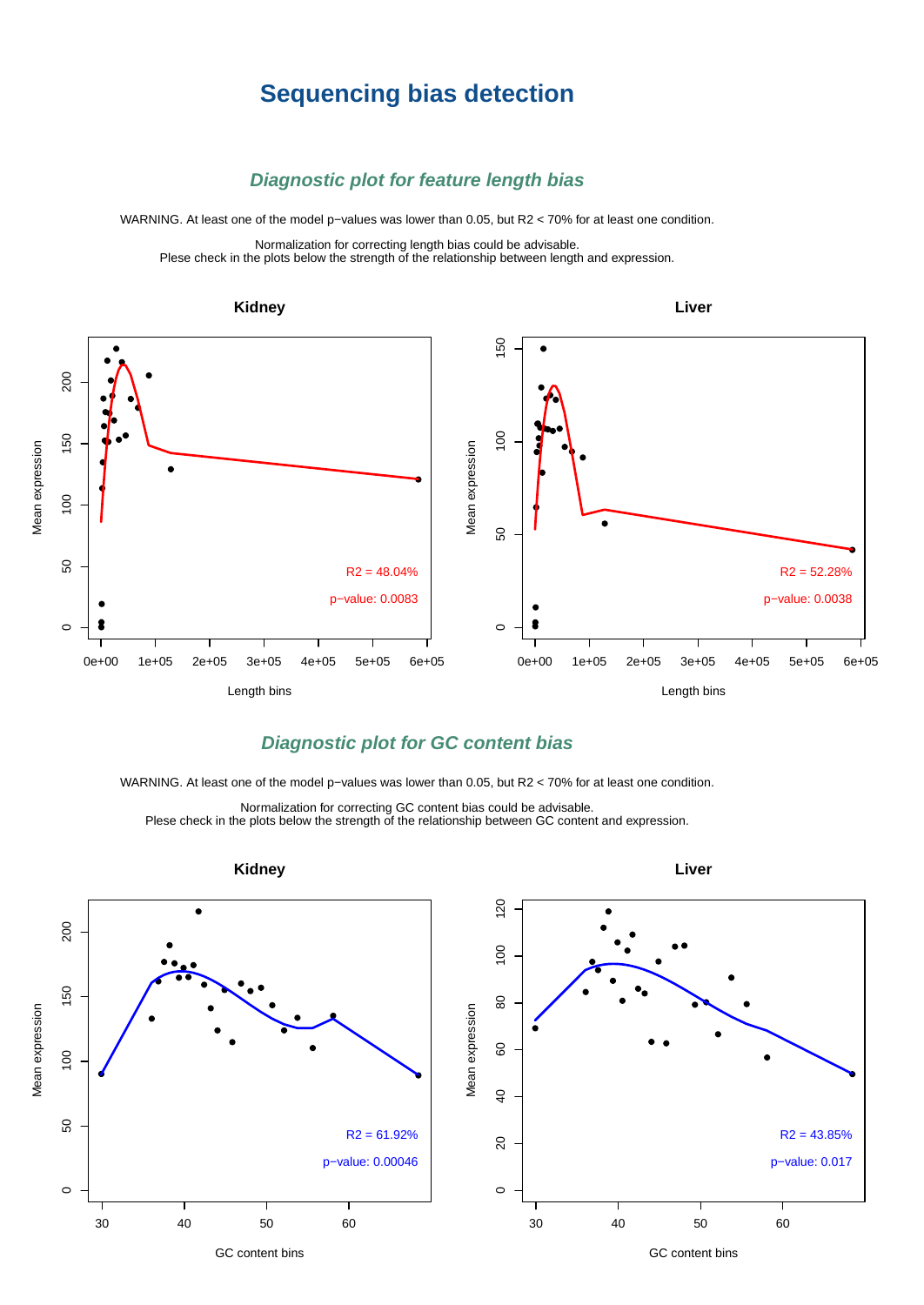# Sequencing bias detection

## *Diagnostic plot for feature length bias*

WARNING. At least one of the model p−values was lower than 0.05, but R2 < 70% for at least one condition.

Normalization for correcting length bias could be advisable.
Plese check in the plots below the strength of the relationship between length and expression.

**Kidney**

R2 = 48.04%
p−value: 0.0083

**Liver**

R2 = 52.28%
p−value: 0.0038

## *Diagnostic plot for GC content bias*

WARNING. At least one of the model p−values was lower than 0.05, but R2 < 70% for at least one condition.

Normalization for correcting GC content bias could be advisable.
Plese check in the plots below the strength of the relationship between GC content and expression.

**Kidney**

R2 = 61.92%
p−value: 0.00046

**Liver**

R2 = 43.85%
p−value: 0.017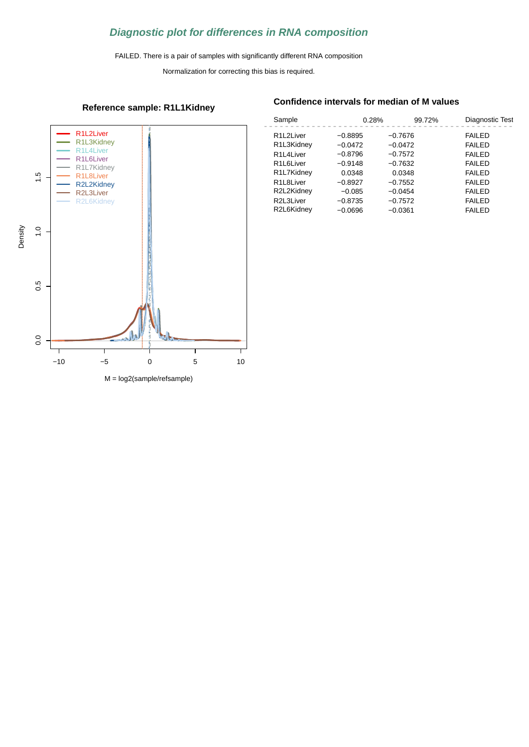## *Diagnostic plot for differences in RNA composition*

FAILED. There is a pair of samples with significantly different RNA composition

Normalization for correcting this bias is required.

### Reference sample: R1L1Kidney

### Confidence intervals for median of M values

| Sample | 0.28% | 99.72% | Diagnostic Test |
|---|---|---|---|
| R1L2Liver | −0.8895 | −0.7676 | FAILED |
| R1L3Kidney | −0.0472 | −0.0472 | FAILED |
| R1L4Liver | −0.8796 | −0.7572 | FAILED |
| R1L6Liver | −0.9148 | −0.7632 | FAILED |
| R1L7Kidney | 0.0348 | 0.0348 | FAILED |
| R1L8Liver | −0.8927 | −0.7552 | FAILED |
| R2L2Kidney | −0.085 | −0.0454 | FAILED |
| R2L3Liver | −0.8735 | −0.7572 | FAILED |
| R2L6Kidney | −0.0696 | −0.0361 | FAILED |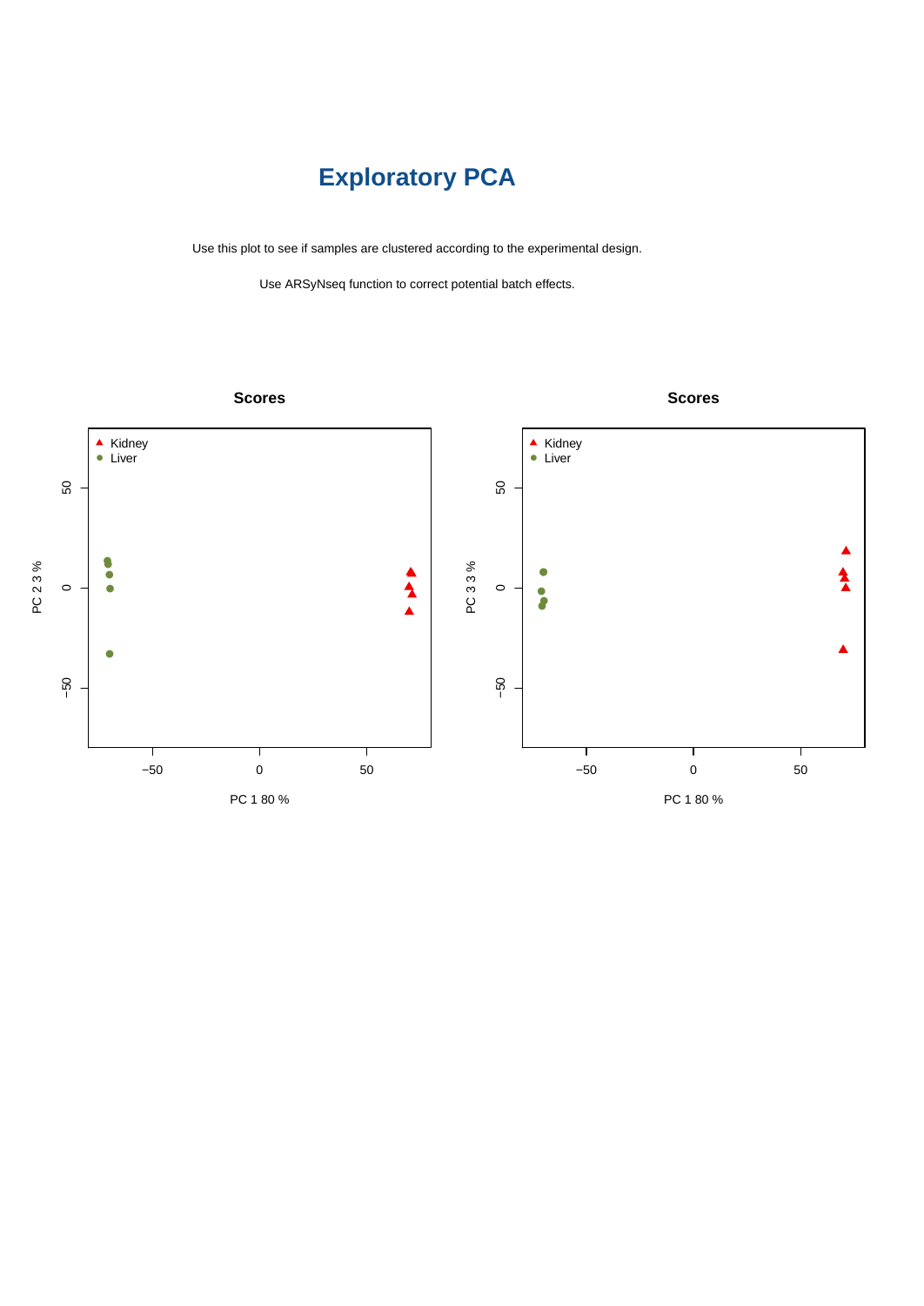# Exploratory PCA

Use this plot to see if samples are clustered according to the experimental design.

Use ARSyNseq function to correct potential batch effects.

Scores

Kidney
Liver

50
0
−50

PC 2 3 %

−50
0
50

PC 1 80 %

Scores

Kidney
Liver

50
0
−50

PC 3 3 %

−50
0
50

PC 1 80 %